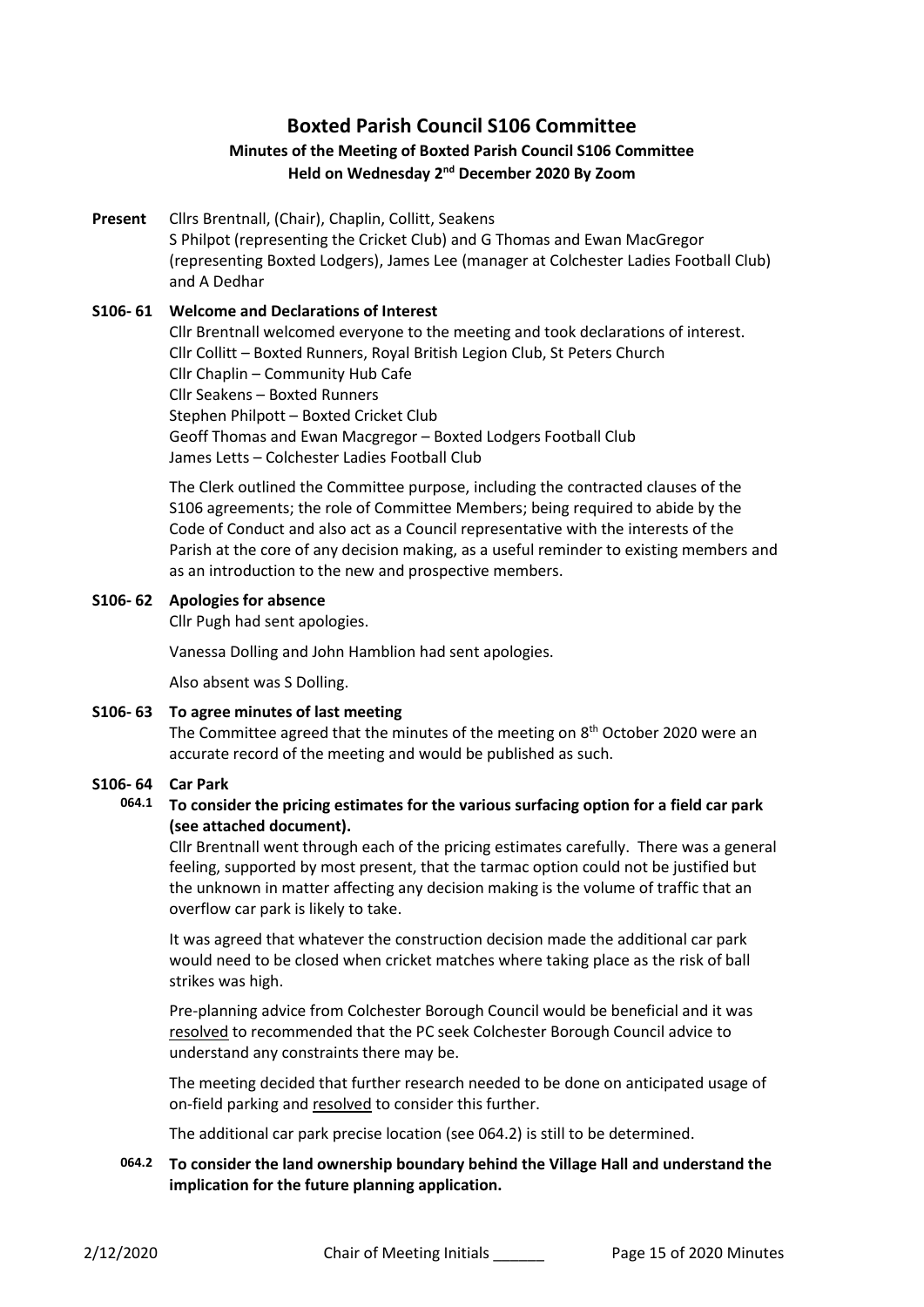# Boxted Parish Council S106 Committee

## Minutes of the Meeting of Boxted Parish Council S106 Committee

### Held on Wednesday 2nd December 2020 By Zoom

**Present** Cllrs Brentnall, (Chair), Chaplin, Collitt, Seakens
S Philpot (representing the Cricket Club) and G Thomas and Ewan MacGregor (representing Boxted Lodgers), James Lee (manager at Colchester Ladies Football Club) and A Dedhar

**S106- 61 Welcome and Declarations of Interest**

Cllr Brentnall welcomed everyone to the meeting and took declarations of interest.
Cllr Collitt – Boxted Runners, Royal British Legion Club, St Peters Church
Cllr Chaplin – Community Hub Cafe
Cllr Seakens – Boxted Runners
Stephen Philpott – Boxted Cricket Club
Geoff Thomas and Ewan Macgregor – Boxted Lodgers Football Club
James Letts – Colchester Ladies Football Club

The Clerk outlined the Committee purpose, including the contracted clauses of the S106 agreements; the role of Committee Members; being required to abide by the Code of Conduct and also act as a Council representative with the interests of the Parish at the core of any decision making, as a useful reminder to existing members and as an introduction to the new and prospective members.

**S106- 62 Apologies for absence**

Cllr Pugh had sent apologies.

Vanessa Dolling and John Hamblion had sent apologies.

Also absent was S Dolling.

**S106- 63 To agree minutes of last meeting**

The Committee agreed that the minutes of the meeting on 8th October 2020 were an accurate record of the meeting and would be published as such.

**S106- 64 Car Park**

**064.1 To consider the pricing estimates for the various surfacing option for a field car park (see attached document).**

Cllr Brentnall went through each of the pricing estimates carefully. There was a general feeling, supported by most present, that the tarmac option could not be justified but the unknown in matter affecting any decision making is the volume of traffic that an overflow car park is likely to take.

It was agreed that whatever the construction decision made the additional car park would need to be closed when cricket matches where taking place as the risk of ball strikes was high.

Pre-planning advice from Colchester Borough Council would be beneficial and it was resolved to recommended that the PC seek Colchester Borough Council advice to understand any constraints there may be.

The meeting decided that further research needed to be done on anticipated usage of on-field parking and resolved to consider this further.

The additional car park precise location (see 064.2) is still to be determined.

**064.2 To consider the land ownership boundary behind the Village Hall and understand the implication for the future planning application.**

2/12/2020 Chair of Meeting Initials ______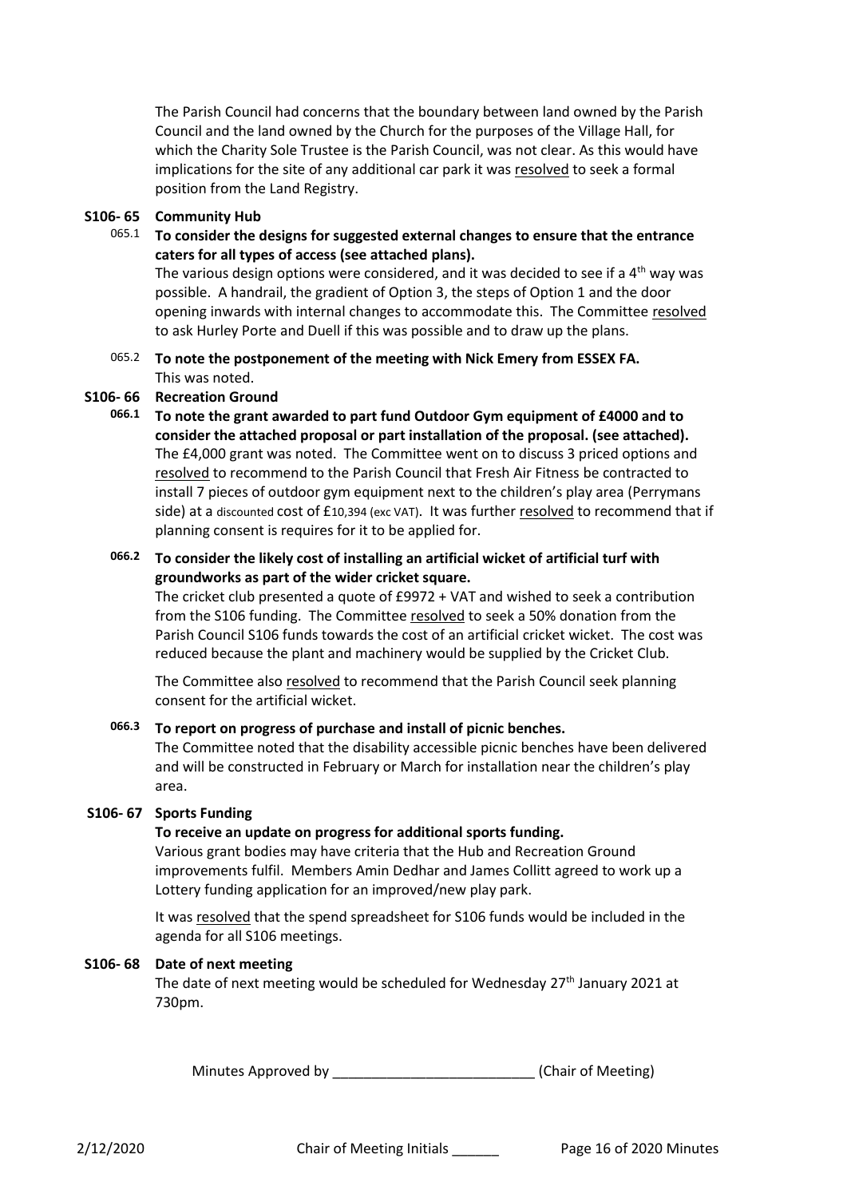The Parish Council had concerns that the boundary between land owned by the Parish Council and the land owned by the Church for the purposes of the Village Hall, for which the Charity Sole Trustee is the Parish Council, was not clear. As this would have implications for the site of any additional car park it was resolved to seek a formal position from the Land Registry.

**S106- 65 Community Hub**

065.1 **To consider the designs for suggested external changes to ensure that the entrance caters for all types of access (see attached plans).**

The various design options were considered, and it was decided to see if a 4th way was possible. A handrail, the gradient of Option 3, the steps of Option 1 and the door opening inwards with internal changes to accommodate this. The Committee resolved to ask Hurley Porte and Duell if this was possible and to draw up the plans.

065.2 **To note the postponement of the meeting with Nick Emery from ESSEX FA.**

This was noted.

**S106- 66 Recreation Ground**

**066.1 To note the grant awarded to part fund Outdoor Gym equipment of £4000 and to consider the attached proposal or part installation of the proposal. (see attached).**

The £4,000 grant was noted. The Committee went on to discuss 3 priced options and resolved to recommend to the Parish Council that Fresh Air Fitness be contracted to install 7 pieces of outdoor gym equipment next to the children's play area (Perrymans side) at a discounted cost of £10,394 (exc VAT). It was further resolved to recommend that if planning consent is requires for it to be applied for.

**066.2 To consider the likely cost of installing an artificial wicket of artificial turf with groundworks as part of the wider cricket square.**

The cricket club presented a quote of £9972 + VAT and wished to seek a contribution from the S106 funding. The Committee resolved to seek a 50% donation from the Parish Council S106 funds towards the cost of an artificial cricket wicket. The cost was reduced because the plant and machinery would be supplied by the Cricket Club.

The Committee also resolved to recommend that the Parish Council seek planning consent for the artificial wicket.

**066.3 To report on progress of purchase and install of picnic benches.**

The Committee noted that the disability accessible picnic benches have been delivered and will be constructed in February or March for installation near the children's play area.

**S106- 67 Sports Funding**

**To receive an update on progress for additional sports funding.**

Various grant bodies may have criteria that the Hub and Recreation Ground improvements fulfil. Members Amin Dedhar and James Collitt agreed to work up a Lottery funding application for an improved/new play park.

It was resolved that the spend spreadsheet for S106 funds would be included in the agenda for all S106 meetings.

**S106- 68 Date of next meeting**

The date of next meeting would be scheduled for Wednesday 27th January 2021 at 730pm.

Minutes Approved by __________________________ (Chair of Meeting)

2/12/2020 Chair of Meeting Initials ______